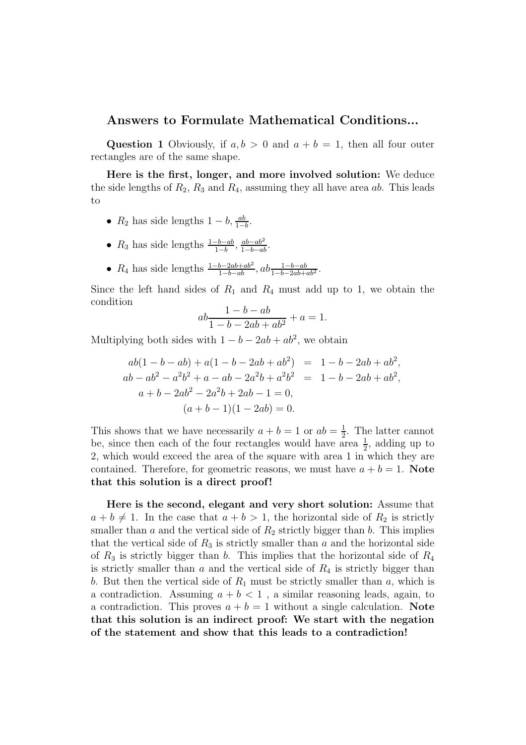## Answers to Formulate Mathematical Conditions...

**Question 1** Obviously, if $a, b > 0$ and $a + b = 1$, then all four outer rectangles are of the same shape.

**Here is the first, longer, and more involved solution:** We deduce the side lengths of $R_2$, $R_3$ and $R_4$, assuming they all have area $ab$. This leads to

- $R_2$ has side lengths $1 - b$, $\frac{ab}{1-b}$.
- $R_3$ has side lengths $\frac{1-b-ab}{1-b}$, $\frac{ab-ab^2}{1-b-ab}$.
- $R_4$ has side lengths $\frac{1-b-2ab+ab^2}{1-b-ab}$, $ab\frac{1-b-ab}{1-b-2ab+ab^2}$.

Since the left hand sides of $R_1$ and $R_4$ must add up to 1, we obtain the condition

$$ab\frac{1-b-ab}{1-b-2ab+ab^2} + a = 1.$$

Multiplying both sides with $1 - b - 2ab + ab^2$, we obtain

$$\begin{aligned}
ab(1-b-ab) + a(1-b-2ab+ab^2) &= 1-b-2ab+ab^2, \\
ab - ab^2 - a^2b^2 + a - ab - 2a^2b + a^2b^2 &= 1-b-2ab+ab^2, \\
a + b - 2ab^2 - 2a^2b + 2ab - 1 &= 0, \\
(a+b-1)(1-2ab) &= 0.
\end{aligned}$$

This shows that we have necessarily $a + b = 1$ or $ab = \frac{1}{2}$. The latter cannot be, since then each of the four rectangles would have area $\frac{1}{2}$, adding up to 2, which would exceed the area of the square with area 1 in which they are contained. Therefore, for geometric reasons, we must have $a + b = 1$. **Note that this solution is a direct proof!**

**Here is the second, elegant and very short solution:** Assume that $a + b \neq 1$. In the case that $a + b > 1$, the horizontal side of $R_2$ is strictly smaller than $a$ and the vertical side of $R_2$ strictly bigger than $b$. This implies that the vertical side of $R_3$ is strictly smaller than $a$ and the horizontal side of $R_3$ is strictly bigger than $b$. This implies that the horizontal side of $R_4$ is strictly smaller than $a$ and the vertical side of $R_4$ is strictly bigger than $b$. But then the vertical side of $R_1$ must be strictly smaller than $a$, which is a contradiction. Assuming $a + b < 1$ , a similar reasoning leads, again, to a contradiction. This proves $a + b = 1$ without a single calculation. **Note that this solution is an indirect proof: We start with the negation of the statement and show that this leads to a contradiction!**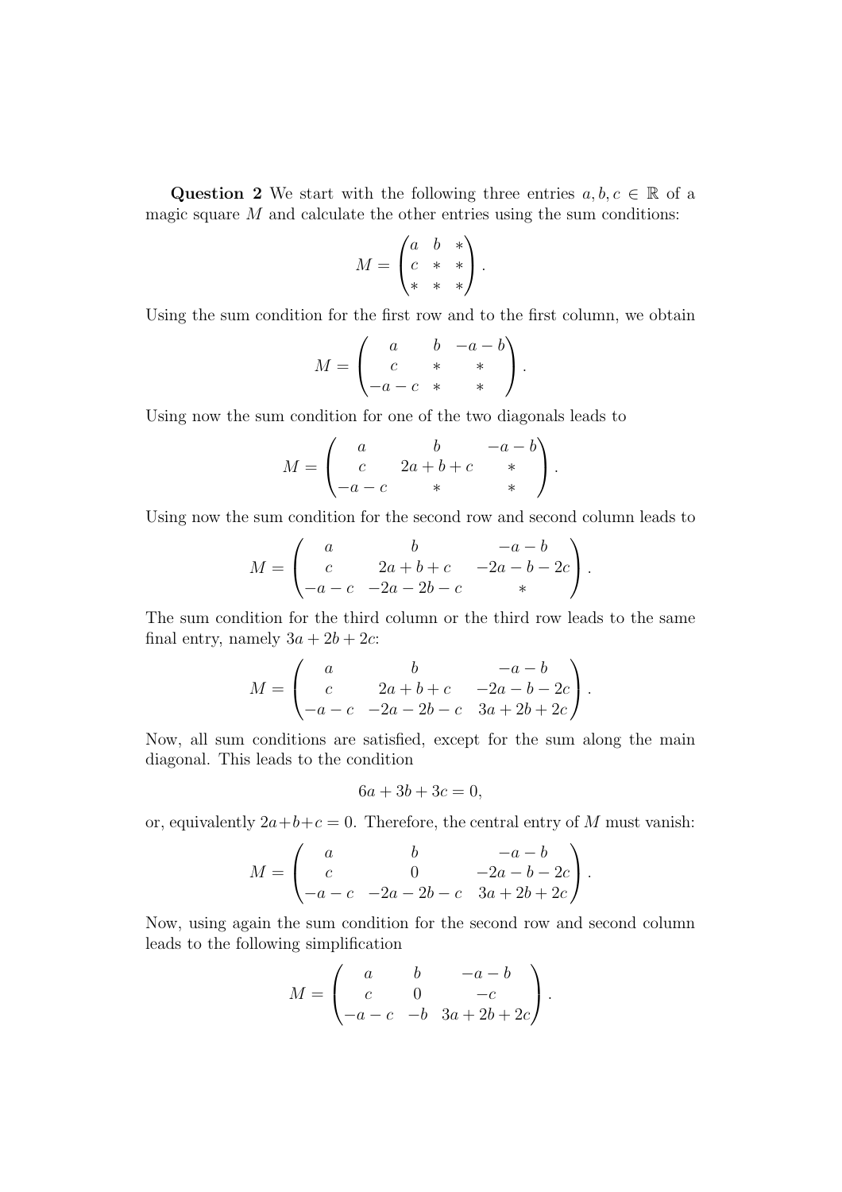**Question 2** We start with the following three entries $a, b, c \in \mathbb{R}$ of a magic square $M$ and calculate the other entries using the sum conditions:

$$M = \begin{pmatrix} a & b & * \\ c & * & * \\ * & * & * \end{pmatrix}.$$

Using the sum condition for the first row and to the first column, we obtain

$$M = \begin{pmatrix} a & b & -a-b \\ c & * & * \\ -a-c & * & * \end{pmatrix}.$$

Using now the sum condition for one of the two diagonals leads to

$$M = \begin{pmatrix} a & b & -a-b \\ c & 2a+b+c & * \\ -a-c & * & * \end{pmatrix}.$$

Using now the sum condition for the second row and second column leads to

$$M = \begin{pmatrix} a & b & -a-b \\ c & 2a+b+c & -2a-b-2c \\ -a-c & -2a-2b-c & * \end{pmatrix}.$$

The sum condition for the third column or the third row leads to the same final entry, namely $3a+2b+2c$:

$$M = \begin{pmatrix} a & b & -a-b \\ c & 2a+b+c & -2a-b-2c \\ -a-c & -2a-2b-c & 3a+2b+2c \end{pmatrix}.$$

Now, all sum conditions are satisfied, except for the sum along the main diagonal. This leads to the condition

$$6a + 3b + 3c = 0,$$

or, equivalently $2a+b+c = 0$. Therefore, the central entry of $M$ must vanish:

$$M = \begin{pmatrix} a & b & -a-b \\ c & 0 & -2a-b-2c \\ -a-c & -2a-2b-c & 3a+2b+2c \end{pmatrix}.$$

Now, using again the sum condition for the second row and second column leads to the following simplification

$$M = \begin{pmatrix} a & b & -a-b \\ c & 0 & -c \\ -a-c & -b & 3a+2b+2c \end{pmatrix}.$$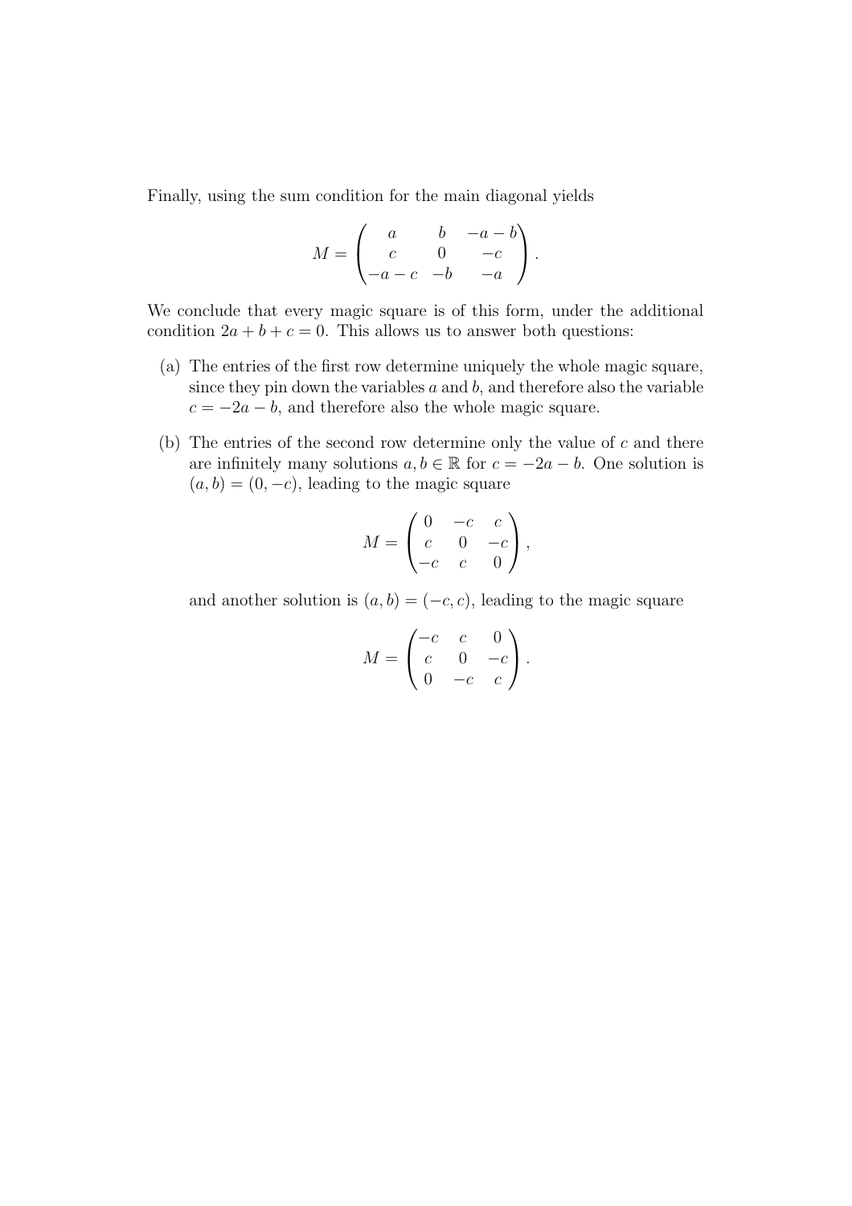Finally, using the sum condition for the main diagonal yields

$$M = \begin{pmatrix} a & b & -a-b \\ c & 0 & -c \\ -a-c & -b & -a \end{pmatrix}.$$

We conclude that every magic square is of this form, under the additional condition $2a + b + c = 0$. This allows us to answer both questions:

(a) The entries of the first row determine uniquely the whole magic square, since they pin down the variables $a$ and $b$, and therefore also the variable $c = -2a - b$, and therefore also the whole magic square.

(b) The entries of the second row determine only the value of $c$ and there are infinitely many solutions $a, b \in \mathbb{R}$ for $c = -2a - b$. One solution is $(a, b) = (0, -c)$, leading to the magic square

$$M = \begin{pmatrix} 0 & -c & c \\ c & 0 & -c \\ -c & c & 0 \end{pmatrix},$$

and another solution is $(a, b) = (-c, c)$, leading to the magic square

$$M = \begin{pmatrix} -c & c & 0 \\ c & 0 & -c \\ 0 & -c & c \end{pmatrix}.$$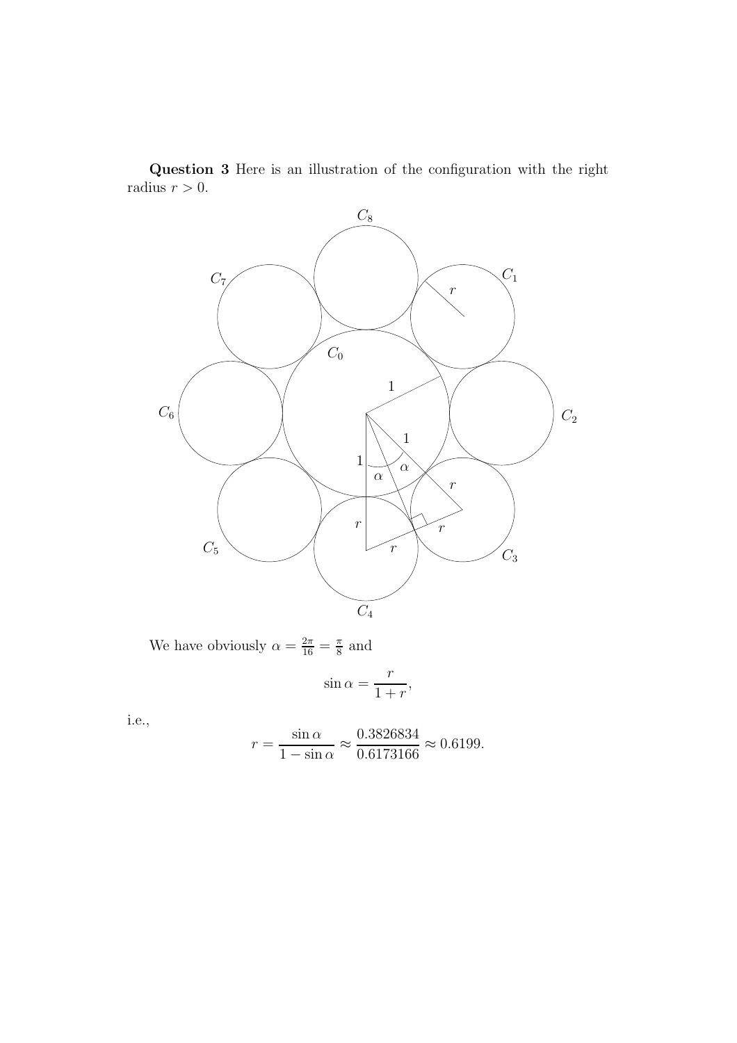**Question 3** Here is an illustration of the configuration with the right radius $r > 0$.

$C_8$

$C_7$

$C_1$

$r$

$C_0$

1

$C_6$

$C_2$

1

1

$\alpha$

$\alpha$

$r$

$r$

$r$

$r$

$C_5$

$C_3$

$C_4$

We have obviously $\alpha = \frac{2\pi}{16} = \frac{\pi}{8}$ and

$$\sin \alpha = \frac{r}{1 + r},$$

i.e.,

$$r = \frac{\sin \alpha}{1 - \sin \alpha} \approx \frac{0.3826834}{0.6173166} \approx 0.6199.$$